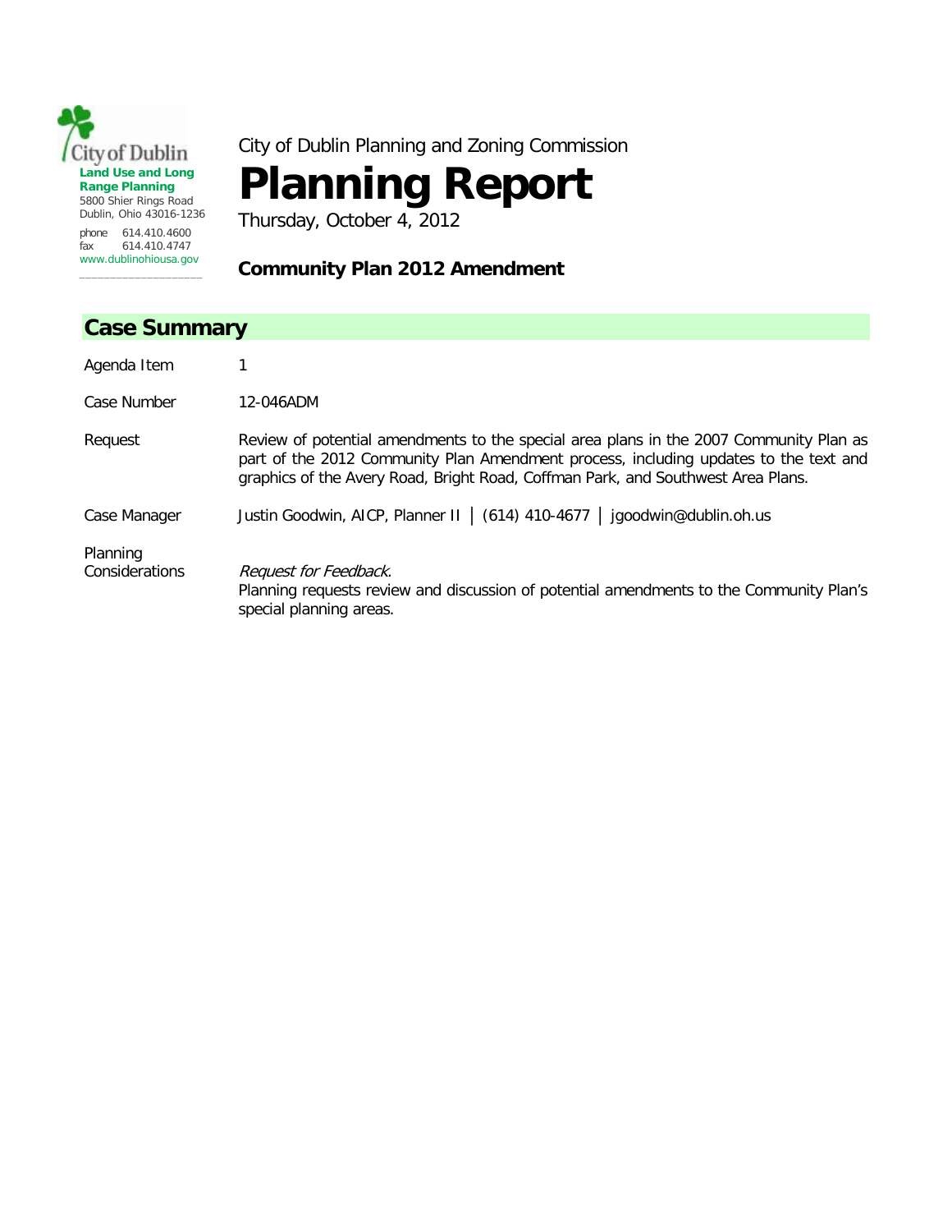City of Dublin
**Land Use and Long Range Planning**
5800 Shier Rings Road
Dublin, Ohio 43016-1236

phone 614.410.4600
fax 614.410.4747
www.dublinohiousa.gov

City of Dublin Planning and Zoning Commission

# Planning Report

Thursday, October 4, 2012

**Community Plan 2012 Amendment**

## Case Summary

| | |
|---|---|
| Agenda Item | 1 |
| Case Number | 12-046ADM |
| Request | Review of potential amendments to the special area plans in the 2007 Community Plan as part of the 2012 Community Plan Amendment process, including updates to the text and graphics of the Avery Road, Bright Road, Coffman Park, and Southwest Area Plans. |
| Case Manager | Justin Goodwin, AICP, Planner II │ (614) 410-4677 │ jgoodwin@dublin.oh.us |
| Planning Considerations | *Request for Feedback.* Planning requests review and discussion of potential amendments to the Community Plan's special planning areas. |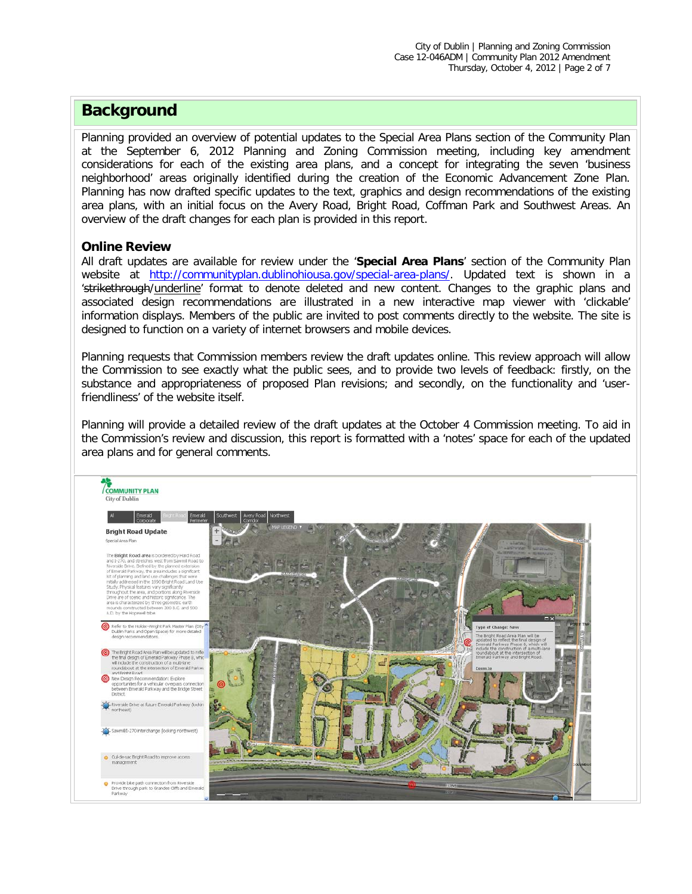## Background

Planning provided an overview of potential updates to the Special Area Plans section of the Community Plan at the September 6, 2012 Planning and Zoning Commission meeting, including key amendment considerations for each of the existing area plans, and a concept for integrating the seven 'business neighborhood' areas originally identified during the creation of the Economic Advancement Zone Plan. Planning has now drafted specific updates to the text, graphics and design recommendations of the existing area plans, with an initial focus on the Avery Road, Bright Road, Coffman Park and Southwest Areas. An overview of the draft changes for each plan is provided in this report.

### Online Review

All draft updates are available for review under the '**Special Area Plans**' section of the Community Plan website at http://communityplan.dublinohiousa.gov/special-area-plans/. Updated text is shown in a '~~strikethrough~~/<u>underline</u>' format to denote deleted and new content. Changes to the graphic plans and associated design recommendations are illustrated in a new interactive map viewer with 'clickable' information displays. Members of the public are invited to post comments directly to the website. The site is designed to function on a variety of internet browsers and mobile devices.

Planning requests that Commission members review the draft updates online. This review approach will allow the Commission to see exactly what the public sees, and to provide two levels of feedback: firstly, on the substance and appropriateness of proposed Plan revisions; and secondly, on the functionality and 'user-friendliness' of the website itself.

Planning will provide a detailed review of the draft updates at the October 4 Commission meeting. To aid in the Commission's review and discussion, this report is formatted with a 'notes' space for each of the updated area plans and for general comments.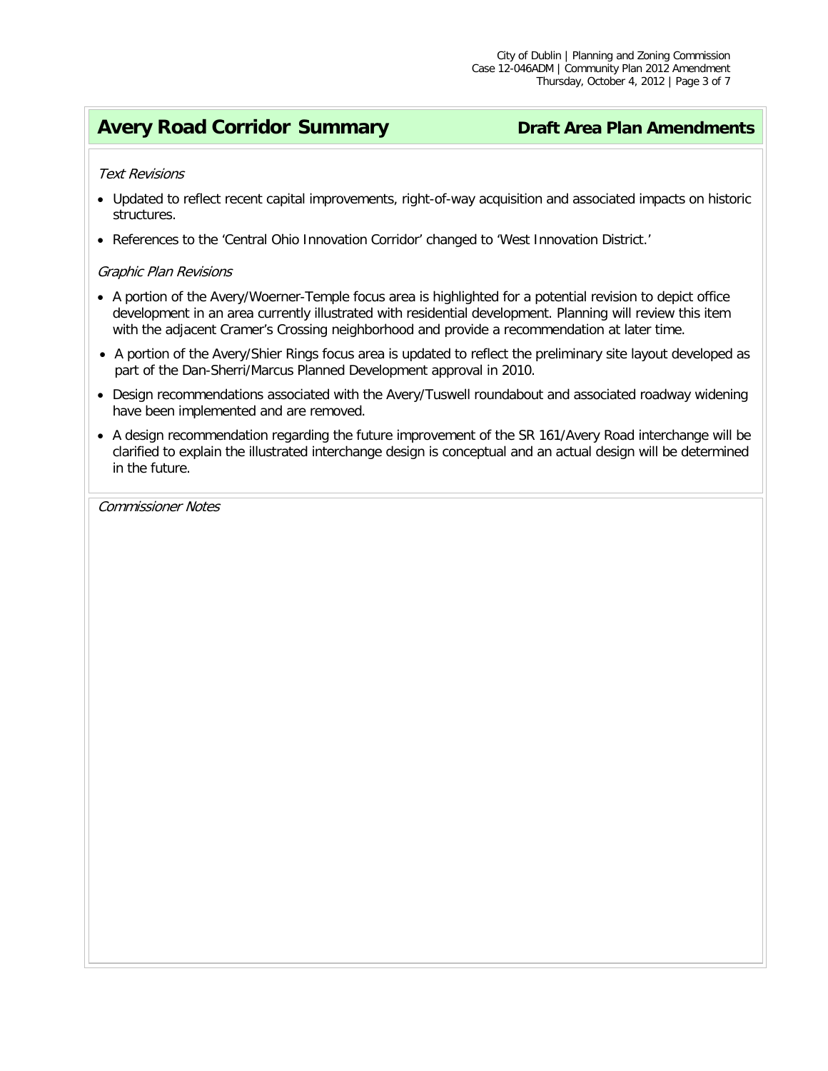## Avery Road Corridor Summary

**Draft Area Plan Amendments**

*Text Revisions*

- Updated to reflect recent capital improvements, right-of-way acquisition and associated impacts on historic structures.
- References to the 'Central Ohio Innovation Corridor' changed to 'West Innovation District.'

*Graphic Plan Revisions*

- A portion of the Avery/Woerner-Temple focus area is highlighted for a potential revision to depict office development in an area currently illustrated with residential development. Planning will review this item with the adjacent Cramer's Crossing neighborhood and provide a recommendation at later time.
- A portion of the Avery/Shier Rings focus area is updated to reflect the preliminary site layout developed as part of the Dan-Sherri/Marcus Planned Development approval in 2010.
- Design recommendations associated with the Avery/Tuswell roundabout and associated roadway widening have been implemented and are removed.
- A design recommendation regarding the future improvement of the SR 161/Avery Road interchange will be clarified to explain the illustrated interchange design is conceptual and an actual design will be determined in the future.

*Commissioner Notes*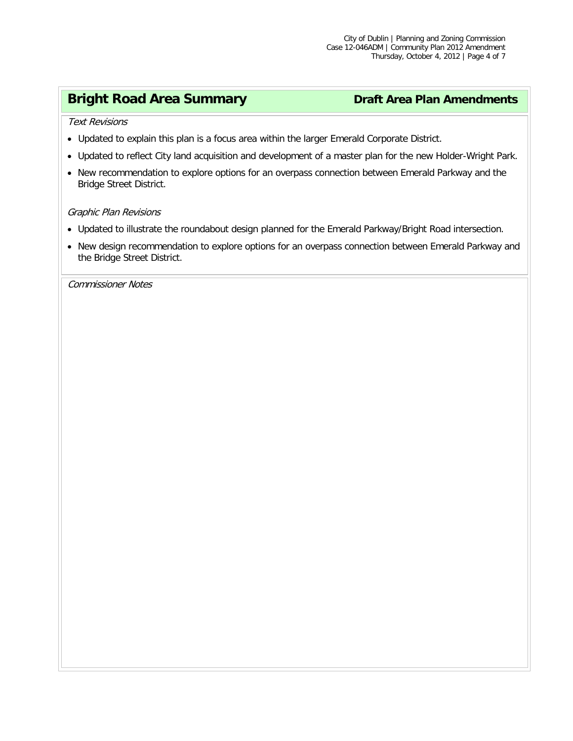## Bright Road Area Summary

**Draft Area Plan Amendments**

*Text Revisions*

- Updated to explain this plan is a focus area within the larger Emerald Corporate District.
- Updated to reflect City land acquisition and development of a master plan for the new Holder-Wright Park.
- New recommendation to explore options for an overpass connection between Emerald Parkway and the Bridge Street District.

*Graphic Plan Revisions*

- Updated to illustrate the roundabout design planned for the Emerald Parkway/Bright Road intersection.
- New design recommendation to explore options for an overpass connection between Emerald Parkway and the Bridge Street District.

*Commissioner Notes*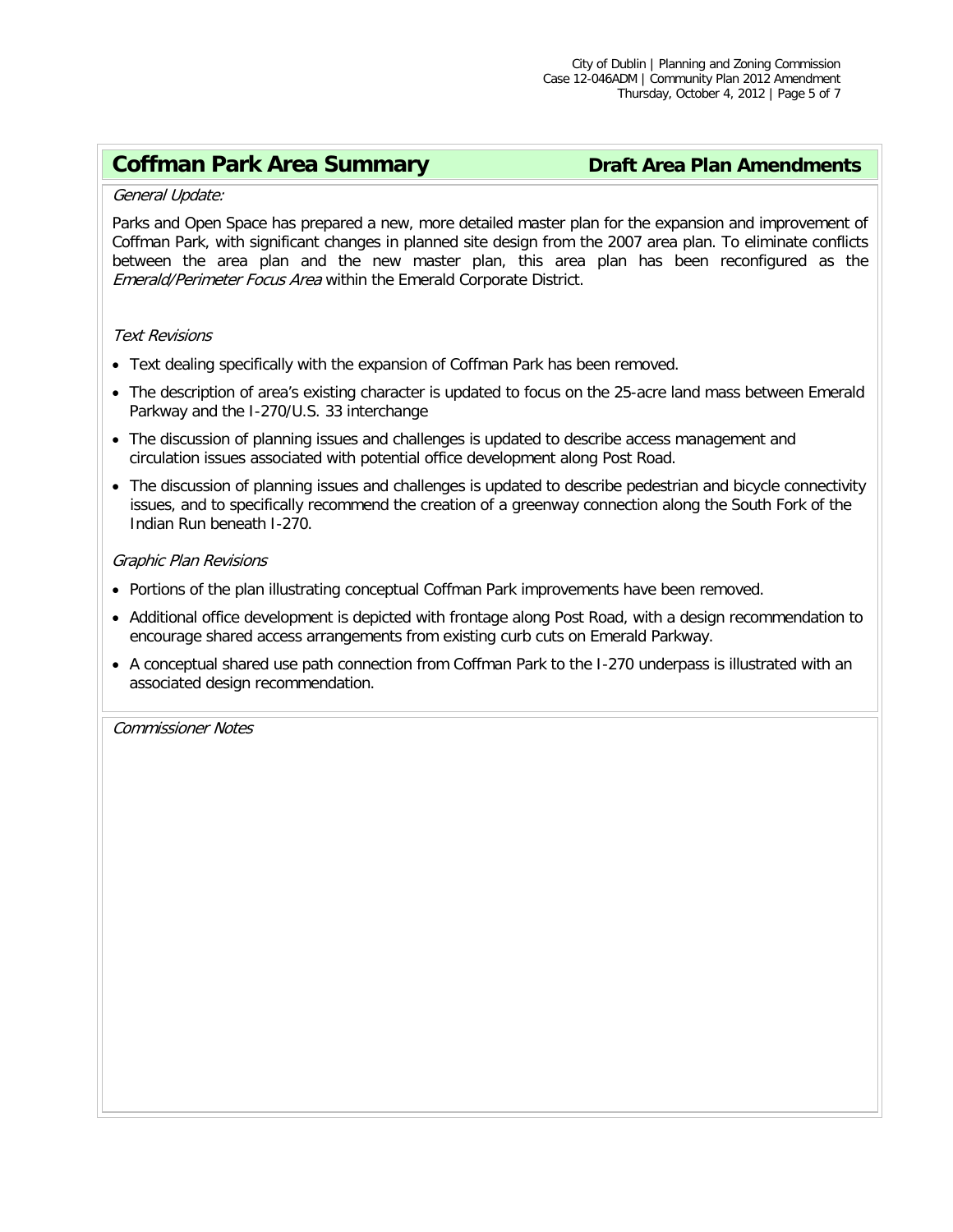## Coffman Park Area Summary

**Draft Area Plan Amendments**

*General Update:*

Parks and Open Space has prepared a new, more detailed master plan for the expansion and improvement of Coffman Park, with significant changes in planned site design from the 2007 area plan. To eliminate conflicts between the area plan and the new master plan, this area plan has been reconfigured as the *Emerald/Perimeter Focus Area* within the Emerald Corporate District.

*Text Revisions*

- Text dealing specifically with the expansion of Coffman Park has been removed.
- The description of area's existing character is updated to focus on the 25-acre land mass between Emerald Parkway and the I-270/U.S. 33 interchange
- The discussion of planning issues and challenges is updated to describe access management and circulation issues associated with potential office development along Post Road.
- The discussion of planning issues and challenges is updated to describe pedestrian and bicycle connectivity issues, and to specifically recommend the creation of a greenway connection along the South Fork of the Indian Run beneath I-270.

*Graphic Plan Revisions*

- Portions of the plan illustrating conceptual Coffman Park improvements have been removed.
- Additional office development is depicted with frontage along Post Road, with a design recommendation to encourage shared access arrangements from existing curb cuts on Emerald Parkway.
- A conceptual shared use path connection from Coffman Park to the I-270 underpass is illustrated with an associated design recommendation.

*Commissioner Notes*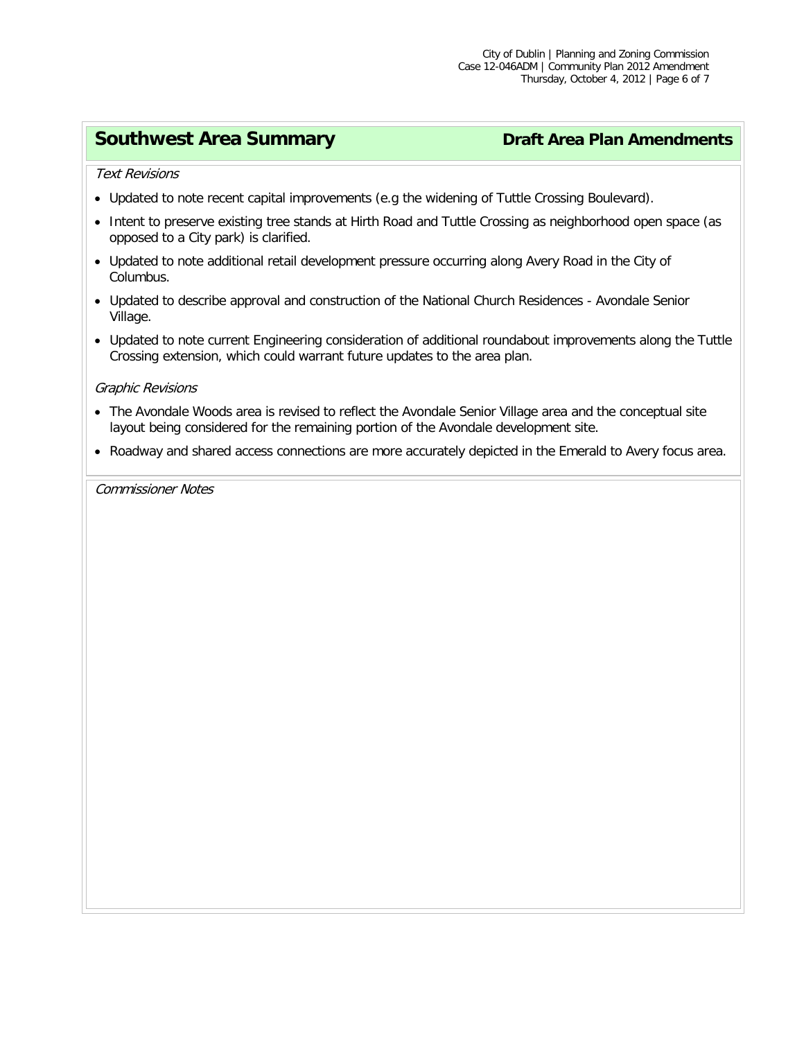## Southwest Area Summary

**Draft Area Plan Amendments**

*Text Revisions*

- Updated to note recent capital improvements (e.g the widening of Tuttle Crossing Boulevard).
- Intent to preserve existing tree stands at Hirth Road and Tuttle Crossing as neighborhood open space (as opposed to a City park) is clarified.
- Updated to note additional retail development pressure occurring along Avery Road in the City of Columbus.
- Updated to describe approval and construction of the National Church Residences - Avondale Senior Village.
- Updated to note current Engineering consideration of additional roundabout improvements along the Tuttle Crossing extension, which could warrant future updates to the area plan.

*Graphic Revisions*

- The Avondale Woods area is revised to reflect the Avondale Senior Village area and the conceptual site layout being considered for the remaining portion of the Avondale development site.
- Roadway and shared access connections are more accurately depicted in the Emerald to Avery focus area.

*Commissioner Notes*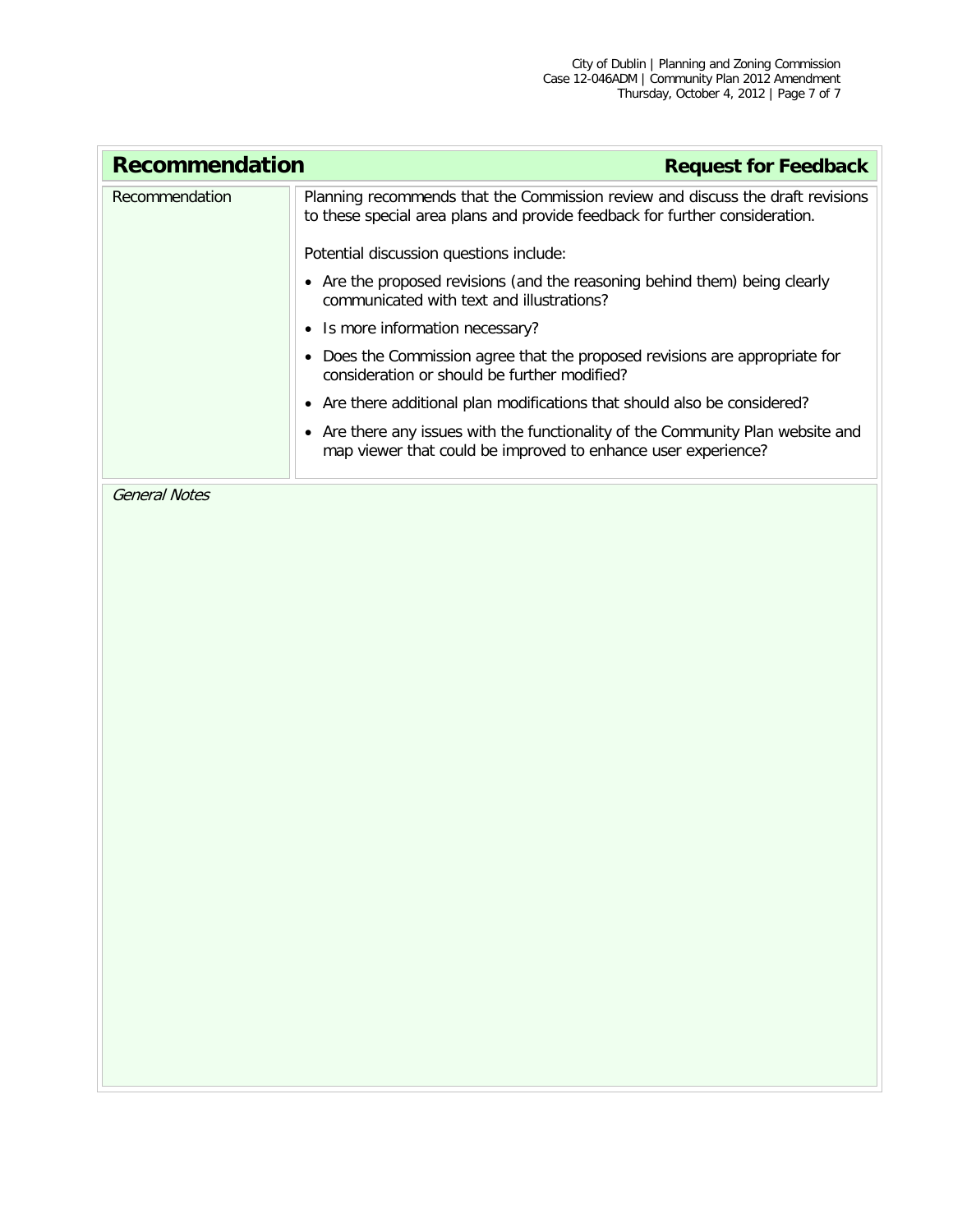## Recommendation

**Request for Feedback**

| | |
|---|---|
| Recommendation | Planning recommends that the Commission review and discuss the draft revisions to these special area plans and provide feedback for further consideration.<br><br>Potential discussion questions include:<br><br>• Are the proposed revisions (and the reasoning behind them) being clearly communicated with text and illustrations?<br>• Is more information necessary?<br>• Does the Commission agree that the proposed revisions are appropriate for consideration or should be further modified?<br>• Are there additional plan modifications that should also be considered?<br>• Are there any issues with the functionality of the Community Plan website and map viewer that could be improved to enhance user experience? |

*General Notes*